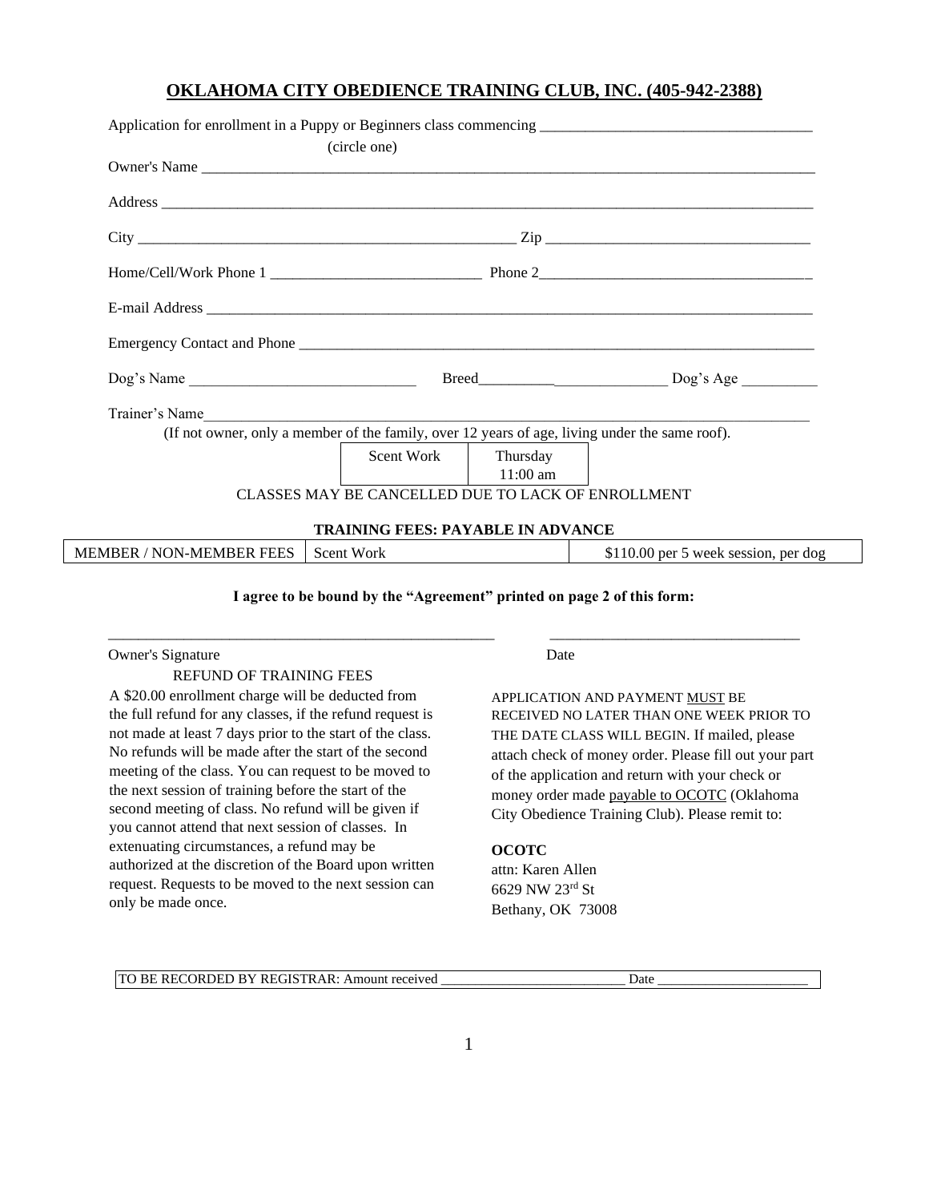# OKLAHOMA CITY OBEDIENCE TRAINING CLUB, INC. (405-942-2388)

Application for enrollment in a Puppy or Beginners class commencing ___________________________________

(circle one)

Owner's Name ___________________________________________________________________________________

Address _______________________________________________________________________________________

City _________________________________________________ Zip ___________________________________

Home/Cell/Work Phone 1 ___________________________ Phone 2___________________________________

E-mail Address __________________________________________________________________________________

Emergency Contact and Phone _____________________________________________________________________

Dog's Name ______________________________ Breed__________________________ Dog's Age __________

Trainer's Name___________________________________________________________________________________

(If not owner, only a member of the family, over 12 years of age, living under the same roof).

| Scent Work | Thursday 11:00 am |
|---|---|

CLASSES MAY BE CANCELLED DUE TO LACK OF ENROLLMENT

**TRAINING FEES: PAYABLE IN ADVANCE**

| MEMBER / NON-MEMBER FEES | Scent Work | $110.00 per 5 week session, per dog |
|---|---|---|

**I agree to be bound by the "Agreement" printed on page 2 of this form:**

_____________________________________________ ______________________________

Owner's Signature Date

REFUND OF TRAINING FEES

A $20.00 enrollment charge will be deducted from the full refund for any classes, if the refund request is not made at least 7 days prior to the start of the class. No refunds will be made after the start of the second meeting of the class. You can request to be moved to the next session of training before the start of the second meeting of class. No refund will be given if you cannot attend that next session of classes. In extenuating circumstances, a refund may be authorized at the discretion of the Board upon written request. Requests to be moved to the next session can only be made once.

APPLICATION AND PAYMENT MUST BE RECEIVED NO LATER THAN ONE WEEK PRIOR TO THE DATE CLASS WILL BEGIN. If mailed, please attach check of money order. Please fill out your part of the application and return with your check or money order made payable to OCOTC (Oklahoma City Obedience Training Club). Please remit to:

**OCOTC**
attn: Karen Allen
6629 NW 23rd St
Bethany, OK 73008

| TO BE RECORDED BY REGISTRAR: Amount received __________________________ Date _____________________ |
|---|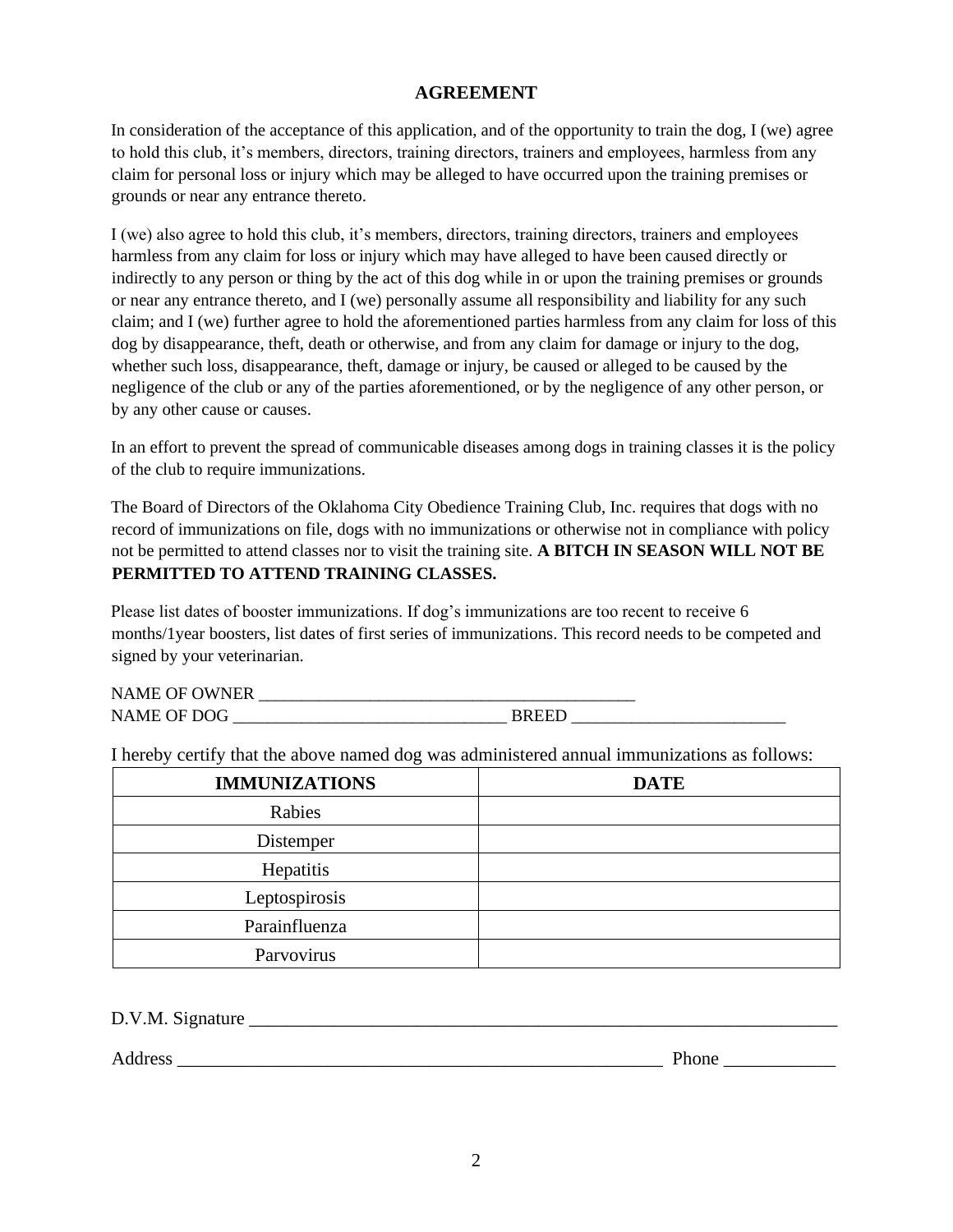## AGREEMENT

In consideration of the acceptance of this application, and of the opportunity to train the dog, I (we) agree to hold this club, it's members, directors, training directors, trainers and employees, harmless from any claim for personal loss or injury which may be alleged to have occurred upon the training premises or grounds or near any entrance thereto.

I (we) also agree to hold this club, it's members, directors, training directors, trainers and employees harmless from any claim for loss or injury which may have alleged to have been caused directly or indirectly to any person or thing by the act of this dog while in or upon the training premises or grounds or near any entrance thereto, and I (we) personally assume all responsibility and liability for any such claim; and I (we) further agree to hold the aforementioned parties harmless from any claim for loss of this dog by disappearance, theft, death or otherwise, and from any claim for damage or injury to the dog, whether such loss, disappearance, theft, damage or injury, be caused or alleged to be caused by the negligence of the club or any of the parties aforementioned, or by the negligence of any other person, or by any other cause or causes.

In an effort to prevent the spread of communicable diseases among dogs in training classes it is the policy of the club to require immunizations.

The Board of Directors of the Oklahoma City Obedience Training Club, Inc. requires that dogs with no record of immunizations on file, dogs with no immunizations or otherwise not in compliance with policy not be permitted to attend classes nor to visit the training site. **A BITCH IN SEASON WILL NOT BE PERMITTED TO ATTEND TRAINING CLASSES.**

Please list dates of booster immunizations. If dog's immunizations are too recent to receive 6 months/1year boosters, list dates of first series of immunizations. This record needs to be competed and signed by your veterinarian.

NAME OF OWNER ______________________________________________

NAME OF DOG ________________________________ BREED _________________________

I hereby certify that the above named dog was administered annual immunizations as follows:

| IMMUNIZATIONS | DATE |
|---|---|
| Rabies | |
| Distemper | |
| Hepatitis | |
| Leptospirosis | |
| Parainfluenza | |
| Parvovirus | |

D.V.M. Signature ____________________________________________________________________

Address ______________________________________________________ Phone ____________